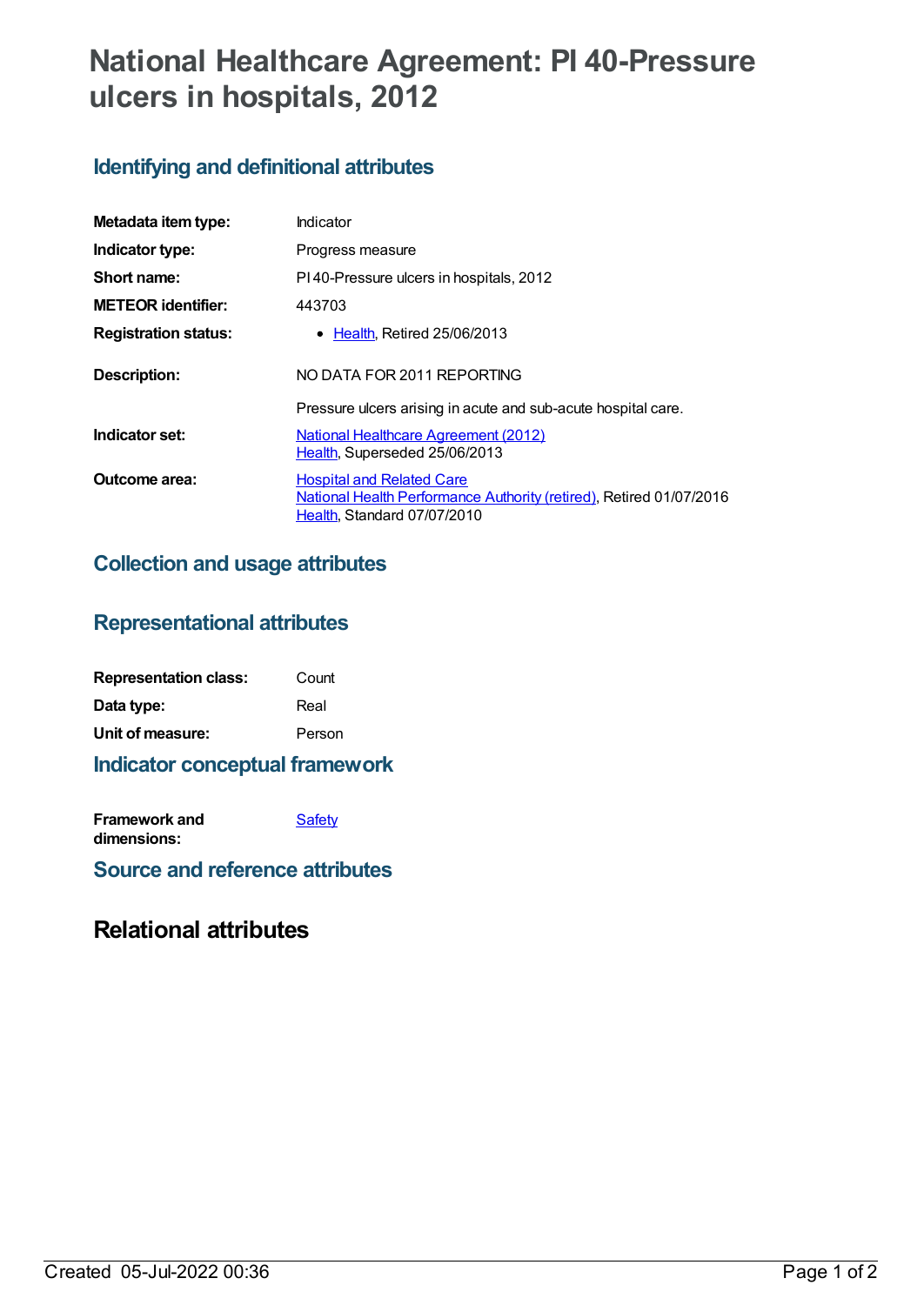# National Healthcare Agreement: PI 40-Pressure ulcers in hospitals, 2012

## Identifying and definitional attributes

| | |
|---|---|
| **Metadata item type:** | Indicator |
| **Indicator type:** | Progress measure |
| **Short name:** | PI 40-Pressure ulcers in hospitals, 2012 |
| **METEOR identifier:** | 443703 |
| **Registration status:** | • Health, Retired 25/06/2013 |
| **Description:** | NO DATA FOR 2011 REPORTING<br><br>Pressure ulcers arising in acute and sub-acute hospital care. |
| **Indicator set:** | National Healthcare Agreement (2012)<br>Health, Superseded 25/06/2013 |
| **Outcome area:** | Hospital and Related Care<br>National Health Performance Authority (retired), Retired 01/07/2016<br>Health, Standard 07/07/2010 |

## Collection and usage attributes

## Representational attributes

| | |
|---|---|
| **Representation class:** | Count |
| **Data type:** | Real |
| **Unit of measure:** | Person |

## Indicator conceptual framework

| | |
|---|---|
| **Framework and dimensions:** | Safety |

## Source and reference attributes

# Relational attributes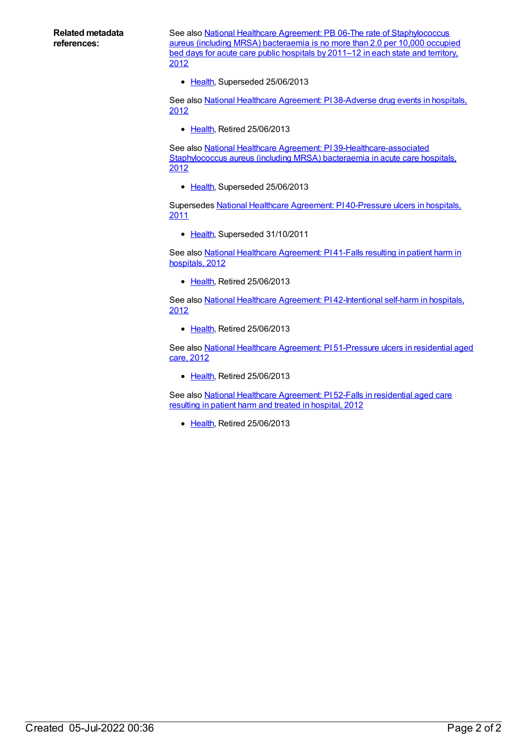**Related metadata references:**

See also National Healthcare Agreement: PB 06-The rate of Staphylococcus aureus (including MRSA) bacteraemia is no more than 2.0 per 10,000 occupied bed days for acute care public hospitals by 2011–12 in each state and territory, 2012

- Health, Superseded 25/06/2013

See also National Healthcare Agreement: PI 38-Adverse drug events in hospitals, 2012

- Health, Retired 25/06/2013

See also National Healthcare Agreement: PI 39-Healthcare-associated Staphylococcus aureus (including MRSA) bacteraemia in acute care hospitals, 2012

- Health, Superseded 25/06/2013

Supersedes National Healthcare Agreement: PI 40-Pressure ulcers in hospitals, 2011

- Health, Superseded 31/10/2011

See also National Healthcare Agreement: PI 41-Falls resulting in patient harm in hospitals, 2012

- Health, Retired 25/06/2013

See also National Healthcare Agreement: PI 42-Intentional self-harm in hospitals, 2012

- Health, Retired 25/06/2013

See also National Healthcare Agreement: PI 51-Pressure ulcers in residential aged care, 2012

- Health, Retired 25/06/2013

See also National Healthcare Agreement: PI 52-Falls in residential aged care resulting in patient harm and treated in hospital, 2012

- Health, Retired 25/06/2013